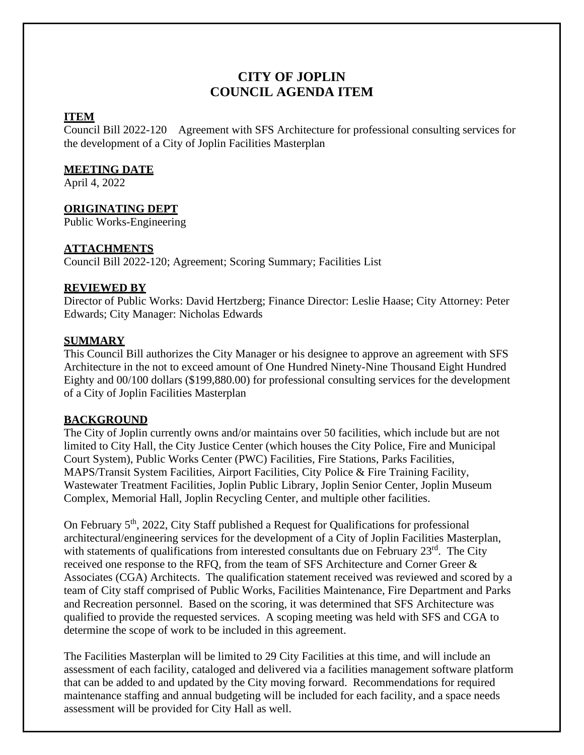# CITY OF JOPLIN
# COUNCIL AGENDA ITEM

## ITEM

Council Bill 2022-120 Agreement with SFS Architecture for professional consulting services for the development of a City of Joplin Facilities Masterplan

## MEETING DATE

April 4, 2022

## ORIGINATING DEPT

Public Works-Engineering

## ATTACHMENTS

Council Bill 2022-120; Agreement; Scoring Summary; Facilities List

## REVIEWED BY

Director of Public Works: David Hertzberg; Finance Director: Leslie Haase; City Attorney: Peter Edwards; City Manager: Nicholas Edwards

## SUMMARY

This Council Bill authorizes the City Manager or his designee to approve an agreement with SFS Architecture in the not to exceed amount of One Hundred Ninety-Nine Thousand Eight Hundred Eighty and 00/100 dollars ($199,880.00) for professional consulting services for the development of a City of Joplin Facilities Masterplan

## BACKGROUND

The City of Joplin currently owns and/or maintains over 50 facilities, which include but are not limited to City Hall, the City Justice Center (which houses the City Police, Fire and Municipal Court System), Public Works Center (PWC) Facilities, Fire Stations, Parks Facilities, MAPS/Transit System Facilities, Airport Facilities, City Police & Fire Training Facility, Wastewater Treatment Facilities, Joplin Public Library, Joplin Senior Center, Joplin Museum Complex, Memorial Hall, Joplin Recycling Center, and multiple other facilities.

On February 5th, 2022, City Staff published a Request for Qualifications for professional architectural/engineering services for the development of a City of Joplin Facilities Masterplan, with statements of qualifications from interested consultants due on February 23rd. The City received one response to the RFQ, from the team of SFS Architecture and Corner Greer & Associates (CGA) Architects. The qualification statement received was reviewed and scored by a team of City staff comprised of Public Works, Facilities Maintenance, Fire Department and Parks and Recreation personnel. Based on the scoring, it was determined that SFS Architecture was qualified to provide the requested services. A scoping meeting was held with SFS and CGA to determine the scope of work to be included in this agreement.

The Facilities Masterplan will be limited to 29 City Facilities at this time, and will include an assessment of each facility, cataloged and delivered via a facilities management software platform that can be added to and updated by the City moving forward. Recommendations for required maintenance staffing and annual budgeting will be included for each facility, and a space needs assessment will be provided for City Hall as well.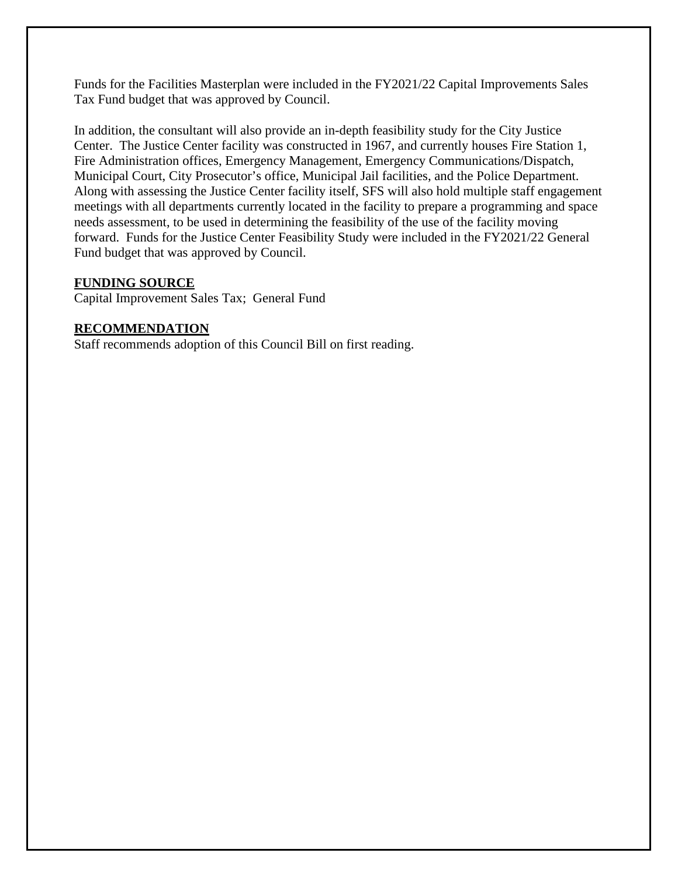Funds for the Facilities Masterplan were included in the FY2021/22 Capital Improvements Sales Tax Fund budget that was approved by Council.

In addition, the consultant will also provide an in-depth feasibility study for the City Justice Center. The Justice Center facility was constructed in 1967, and currently houses Fire Station 1, Fire Administration offices, Emergency Management, Emergency Communications/Dispatch, Municipal Court, City Prosecutor's office, Municipal Jail facilities, and the Police Department. Along with assessing the Justice Center facility itself, SFS will also hold multiple staff engagement meetings with all departments currently located in the facility to prepare a programming and space needs assessment, to be used in determining the feasibility of the use of the facility moving forward. Funds for the Justice Center Feasibility Study were included in the FY2021/22 General Fund budget that was approved by Council.

**FUNDING SOURCE**

Capital Improvement Sales Tax; General Fund

**RECOMMENDATION**

Staff recommends adoption of this Council Bill on first reading.